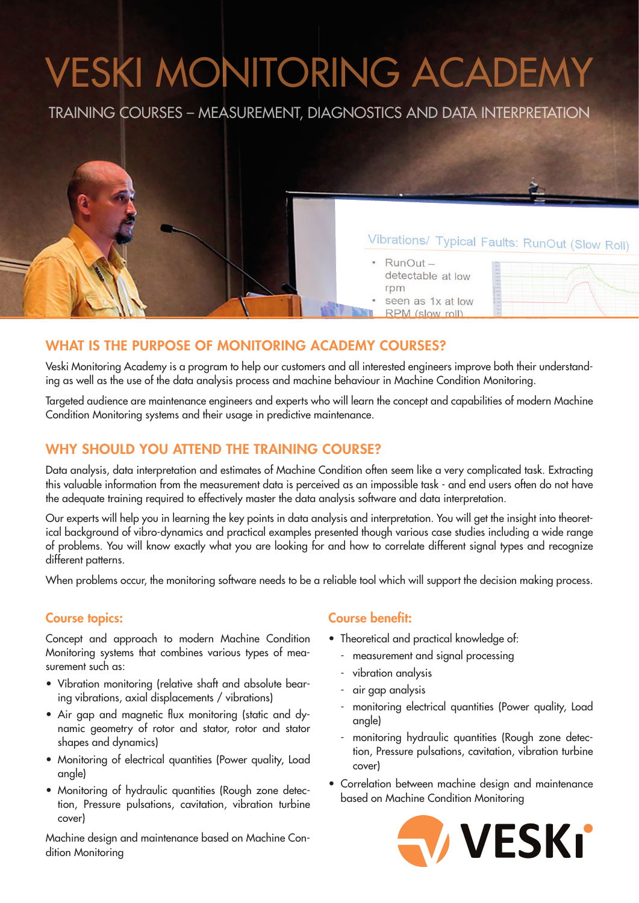# VESKI MONITORING ACADEMY

TRAINING COURSES – MEASUREMENT, DIAGNOSTICS AND DATA INTERPRETATION

## WHAT IS THE PURPOSE OF MONITORING ACADEMY COURSES?

Veski Monitoring Academy is a program to help our customers and all interested engineers improve both their understanding as well as the use of the data analysis process and machine behaviour in Machine Condition Monitoring.

Targeted audience are maintenance engineers and experts who will learn the concept and capabilities of modern Machine Condition Monitoring systems and their usage in predictive maintenance.

## WHY SHOULD YOU ATTEND THE TRAINING COURSE?

Data analysis, data interpretation and estimates of Machine Condition often seem like a very complicated task. Extracting this valuable information from the measurement data is perceived as an impossible task - and end users often do not have the adequate training required to effectively master the data analysis software and data interpretation.

Our experts will help you in learning the key points in data analysis and interpretation. You will get the insight into theoretical background of vibro-dynamics and practical examples presented though various case studies including a wide range of problems. You will know exactly what you are looking for and how to correlate different signal types and recognize different patterns.

When problems occur, the monitoring software needs to be a reliable tool which will support the decision making process.

### Course topics:

Concept and approach to modern Machine Condition Monitoring systems that combines various types of measurement such as:

- Vibration monitoring (relative shaft and absolute bearing vibrations, axial displacements / vibrations)
- Air gap and magnetic flux monitoring (static and dynamic geometry of rotor and stator, rotor and stator shapes and dynamics)
- Monitoring of electrical quantities (Power quality, Load angle)
- Monitoring of hydraulic quantities (Rough zone detection, Pressure pulsations, cavitation, vibration turbine cover)

Machine design and maintenance based on Machine Condition Monitoring

### Course benefit:

- Theoretical and practical knowledge of:
  - measurement and signal processing
  - vibration analysis
  - air gap analysis
  - monitoring electrical quantities (Power quality, Load angle)
  - monitoring hydraulic quantities (Rough zone detection, Pressure pulsations, cavitation, vibration turbine cover)
- Correlation between machine design and maintenance based on Machine Condition Monitoring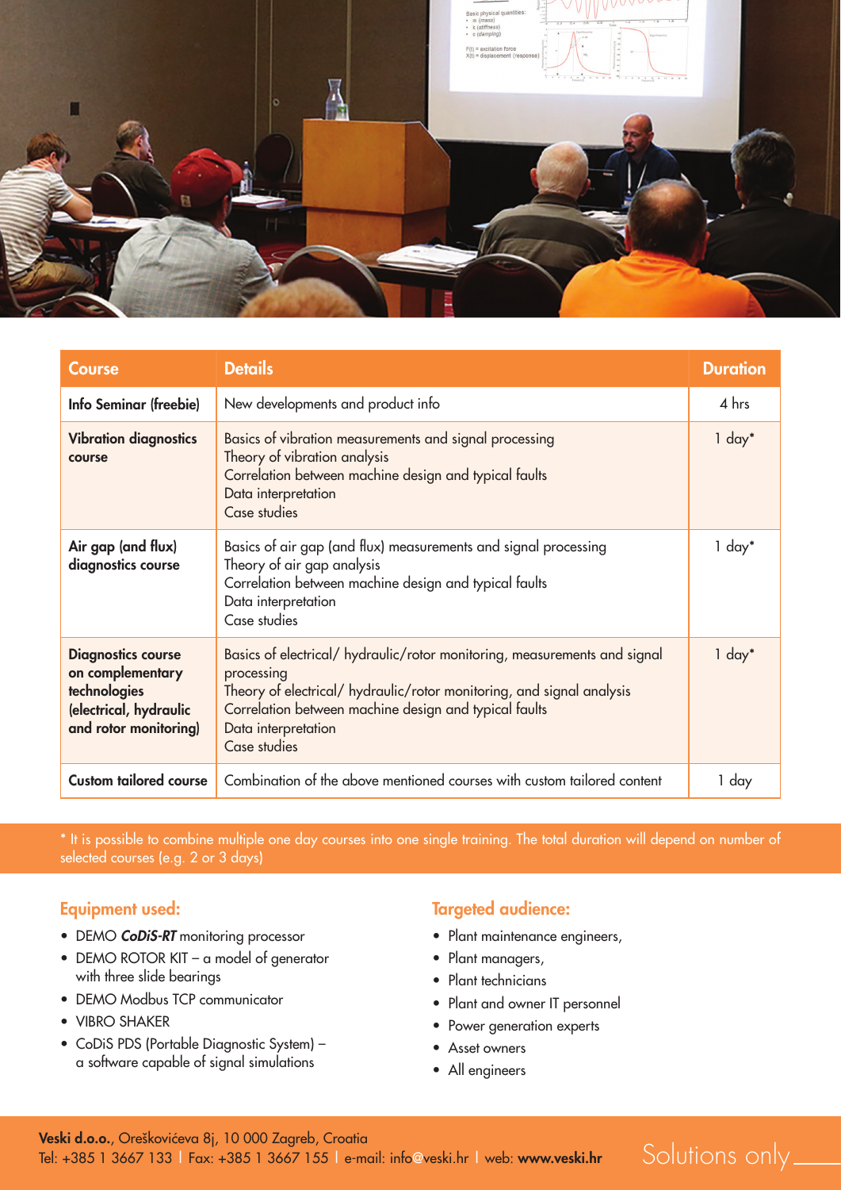| Course | Details | Duration |
|---|---|---|
| **Info Seminar (freebie)** | New developments and product info | 4 hrs |
| **Vibration diagnostics course** | Basics of vibration measurements and signal processing<br>Theory of vibration analysis<br>Correlation between machine design and typical faults<br>Data interpretation<br>Case studies | 1 day* |
| **Air gap (and flux) diagnostics course** | Basics of air gap (and flux) measurements and signal processing<br>Theory of air gap analysis<br>Correlation between machine design and typical faults<br>Data interpretation<br>Case studies | 1 day* |
| **Diagnostics course on complementary technologies (electrical, hydraulic and rotor monitoring)** | Basics of electrical/ hydraulic/rotor monitoring, measurements and signal processing<br>Theory of electrical/ hydraulic/rotor monitoring, and signal analysis<br>Correlation between machine design and typical faults<br>Data interpretation<br>Case studies | 1 day* |
| **Custom tailored course** | Combination of the above mentioned courses with custom tailored content | 1 day |

* It is possible to combine multiple one day courses into one single training. The total duration will depend on number of selected courses (e.g. 2 or 3 days)

## Equipment used:

- DEMO ***CoDiS-RT*** monitoring processor
- DEMO ROTOR KIT – a model of generator with three slide bearings
- DEMO Modbus TCP communicator
- VIBRO SHAKER
- CoDiS PDS (Portable Diagnostic System) – a software capable of signal simulations

## Targeted audience:

- Plant maintenance engineers,
- Plant managers,
- Plant technicians
- Plant and owner IT personnel
- Power generation experts
- Asset owners
- All engineers

**Veski d.o.o.**, Oreškovićeva 8j, 10 000 Zagreb, Croatia
Tel: +385 1 3667 133 | Fax: +385 1 3667 155 | e-mail: info@veski.hr | web: **www.veski.hr**

Solutions only